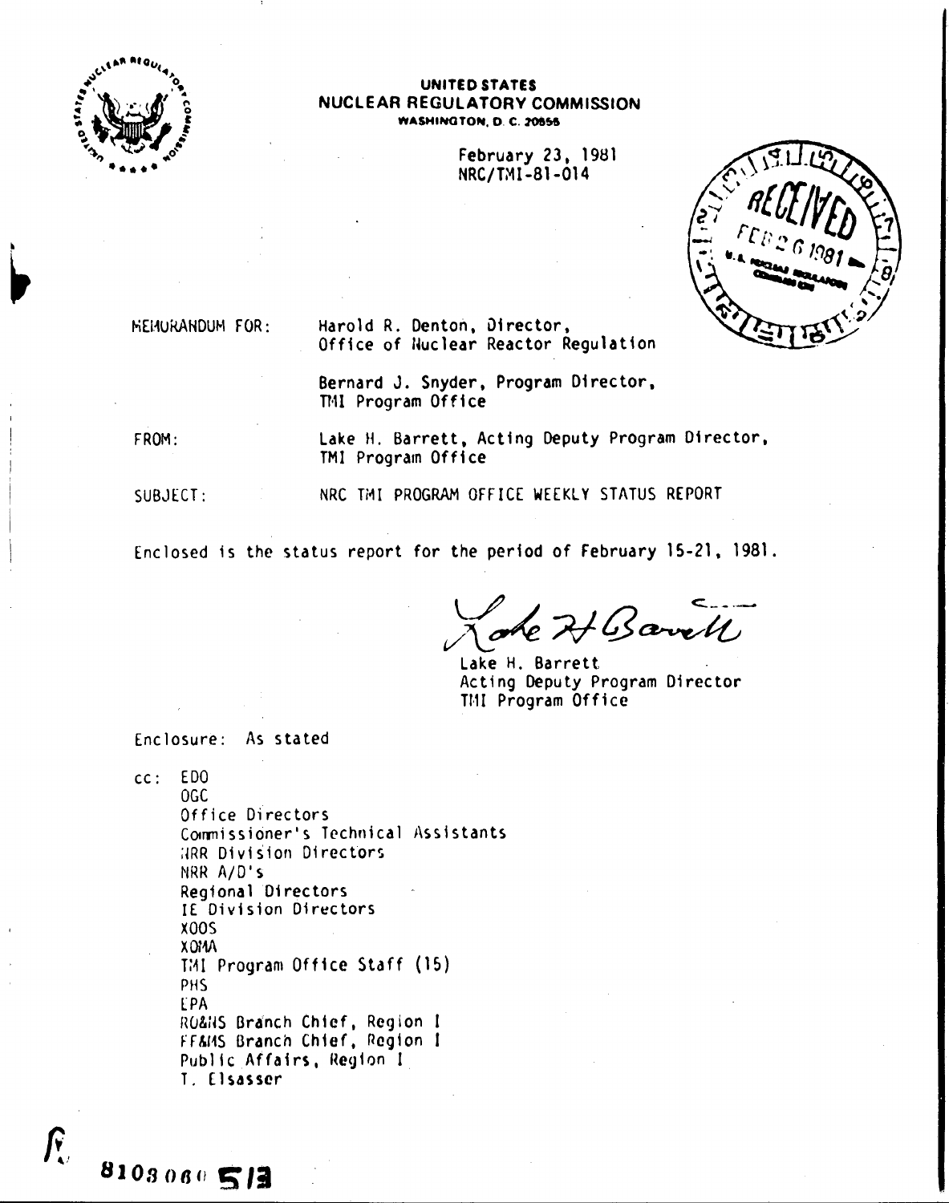**UNITED STATES**
**NUCLEAR REGULATORY COMMISSION**
**WASHINGTON, D. C. 20555**

February 23, 1981
NRC/TMI-81-014

RECEIVED FEB 26 1981 U.S. NUCLEAR REGULATORY COMMISSION

MEMORANDUM FOR: Harold R. Denton, Director, Office of Nuclear Reactor Regulation

Bernard J. Snyder, Program Director, TMI Program Office

FROM: Lake H. Barrett, Acting Deputy Program Director, TMI Program Office

SUBJECT: NRC TMI PROGRAM OFFICE WEEKLY STATUS REPORT

Enclosed is the status report for the period of February 15-21, 1981.

Lake H. Barrett
Acting Deputy Program Director
TMI Program Office

Enclosure: As stated

cc: EDO
OGC
Office Directors
Commissioner's Technical Assistants
NRR Division Directors
NRR A/D's
Regional Directors
IE Division Directors
XOOS
XOMA
TMI Program Office Staff (15)
PHS
EPA
RO&NS Branch Chief, Region I
FF&MS Branch Chief, Region I
Public Affairs, Region I
T. Elsasser

8103060513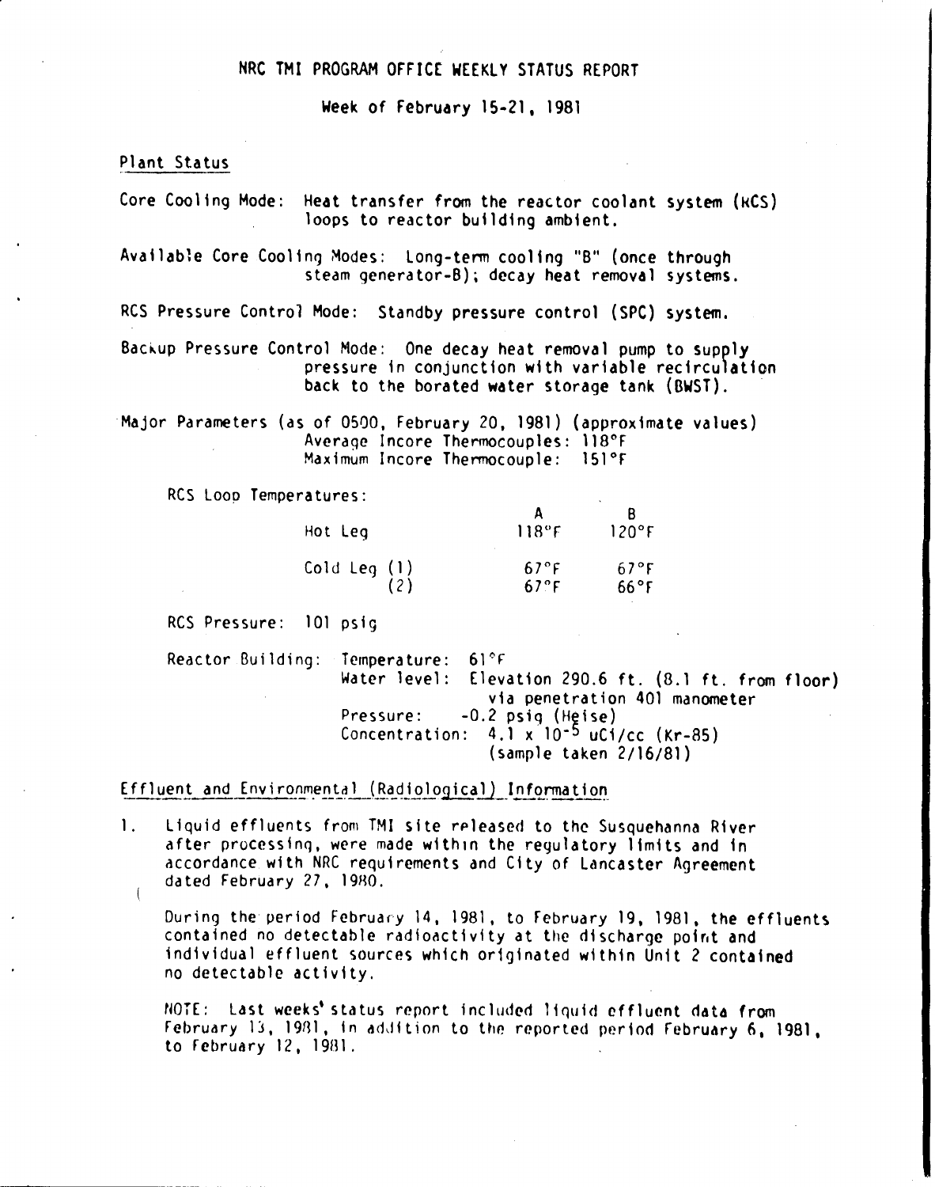# NRC TMI PROGRAM OFFICE WEEKLY STATUS REPORT

Week of February 15-21, 1981

## Plant Status

Core Cooling Mode: Heat transfer from the reactor coolant system (RCS) loops to reactor building ambient.

Available Core Cooling Modes: Long-term cooling "B" (once through steam generator-B); decay heat removal systems.

RCS Pressure Control Mode: Standby pressure control (SPC) system.

Backup Pressure Control Mode: One decay heat removal pump to supply pressure in conjunction with variable recirculation back to the borated water storage tank (BWST).

Major Parameters (as of 0500, February 20, 1981) (approximate values)
Average Incore Thermocouples: 118°F
Maximum Incore Thermocouple: 151°F

RCS Loop Temperatures:

| | A | B |
|---|---|---|
| Hot Leg | 118°F | 120°F |
| Cold Leg (1) | 67°F | 67°F |
| (2) | 67°F | 66°F |

RCS Pressure: 101 psig

Reactor Building:
Temperature: 61°F
Water level: Elevation 290.6 ft. (8.1 ft. from floor) via penetration 401 manometer
Pressure: -0.2 psig (Heise)
Concentration: $4.1 \times 10^{-5}$ uCi/cc (Kr-85) (sample taken 2/16/81)

## Effluent and Environmental (Radiological) Information

1. Liquid effluents from TMI site released to the Susquehanna River after processing, were made within the regulatory limits and in accordance with NRC requirements and City of Lancaster Agreement dated February 27, 1980.

   During the period February 14, 1981, to February 19, 1981, the effluents contained no detectable radioactivity at the discharge point and individual effluent sources which originated within Unit 2 contained no detectable activity.

   NOTE: Last weeks' status report included liquid effluent data from February 13, 1981, in addition to the reported period February 6, 1981, to February 12, 1981.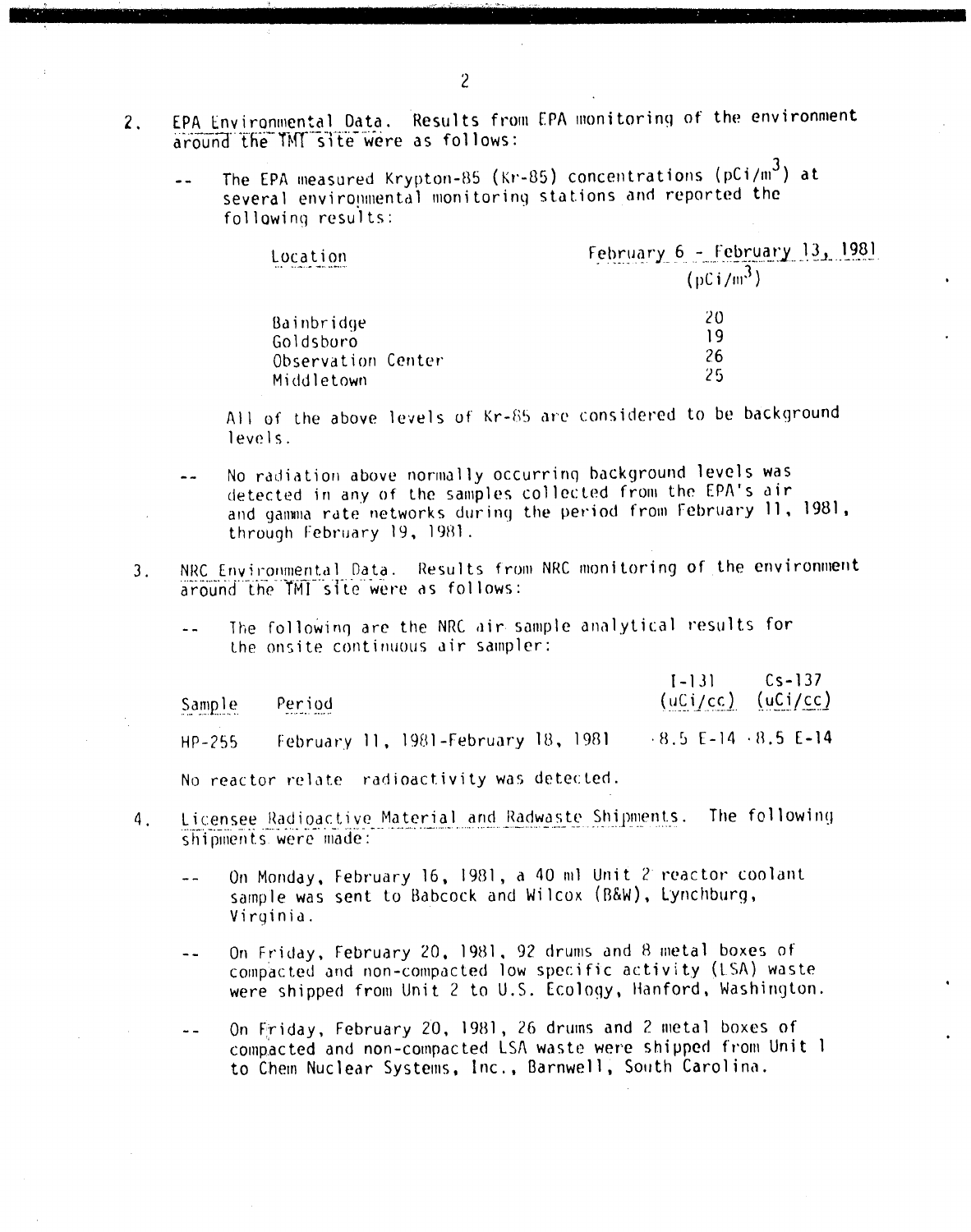2. EPA Environmental Data. Results from EPA monitoring of the environment around the TMI site were as follows:

    -- The EPA measured Krypton-85 (Kr-85) concentrations ($pCi/m^3$) at several environmental monitoring stations and reported the following results:

| Location | February 6 - February 13, 1981 ($pCi/m^3$) |
|---|---|
| Bainbridge | 20 |
| Goldsboro | 19 |
| Observation Center | 26 |
| Middletown | 25 |

    All of the above levels of Kr-85 are considered to be background levels.

    -- No radiation above normally occurring background levels was detected in any of the samples collected from the EPA's air and gamma rate networks during the period from February 11, 1981, through February 19, 1981.

3. NRC Environmental Data. Results from NRC monitoring of the environment around the TMI site were as follows:

    -- The following are the NRC air sample analytical results for the onsite continuous air sampler:

| Sample | Period | I-131 (uCi/cc) | Cs-137 (uCi/cc) |
|---|---|---|---|
| HP-255 | February 11, 1981-February 18, 1981 | <8.5 E-14 | <8.5 E-14 |

    No reactor relate radioactivity was detected.

4. Licensee Radioactive Material and Radwaste Shipments. The following shipments were made:

    -- On Monday, February 16, 1981, a 40 ml Unit 2 reactor coolant sample was sent to Babcock and Wilcox (B&W), Lynchburg, Virginia.

    -- On Friday, February 20, 1981, 92 drums and 8 metal boxes of compacted and non-compacted low specific activity (LSA) waste were shipped from Unit 2 to U.S. Ecology, Hanford, Washington.

    -- On Friday, February 20, 1981, 26 drums and 2 metal boxes of compacted and non-compacted LSA waste were shipped from Unit 1 to Chem Nuclear Systems, Inc., Barnwell, South Carolina.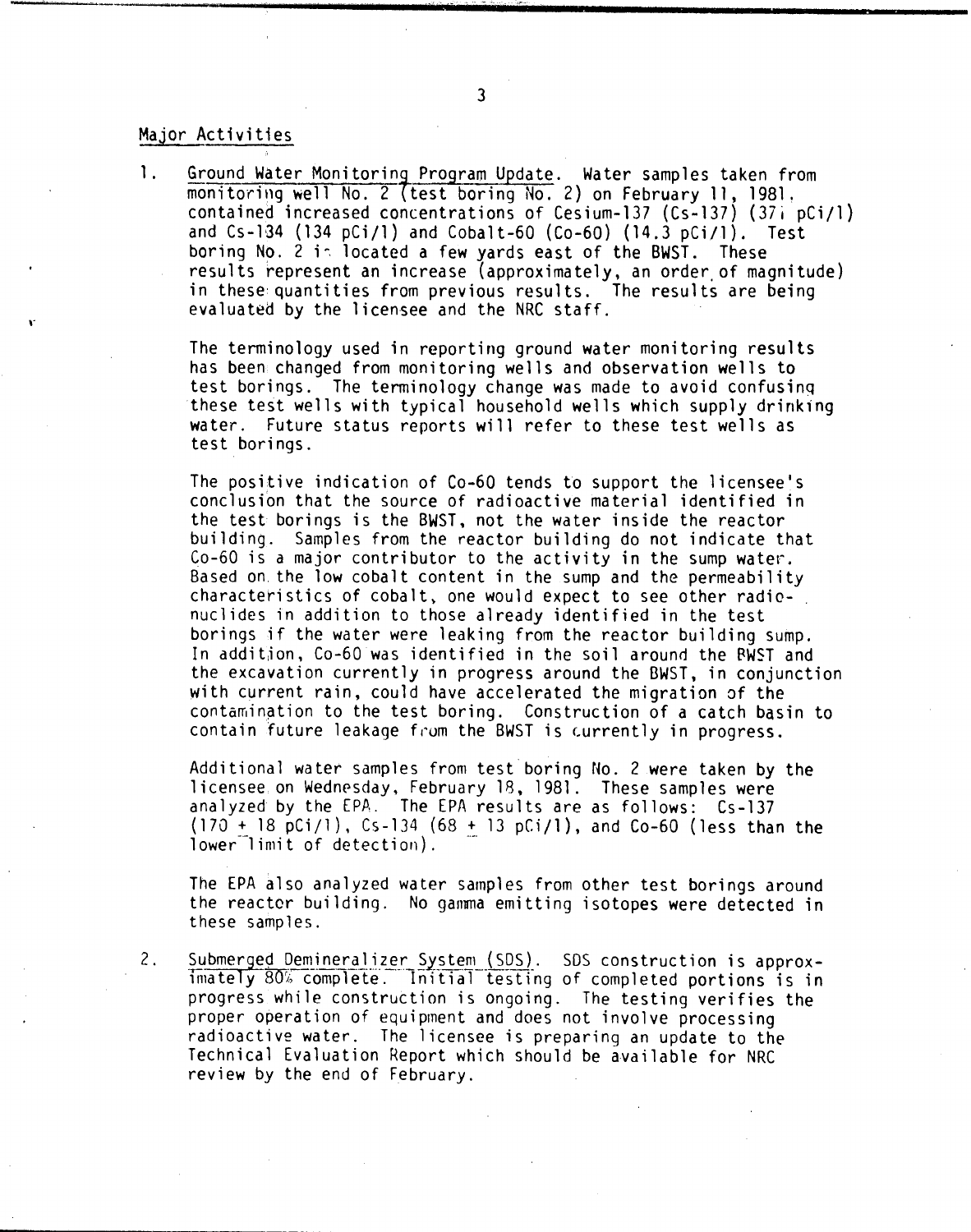## Major Activities

1. Ground Water Monitoring Program Update. Water samples taken from monitoring well No. 2 (test boring No. 2) on February 11, 1981, contained increased concentrations of Cesium-137 (Cs-137) (371 pCi/l) and Cs-134 (134 pCi/l) and Cobalt-60 (Co-60) (14.3 pCi/l). Test boring No. 2 is located a few yards east of the BWST. These results represent an increase (approximately, an order of magnitude) in these quantities from previous results. The results are being evaluated by the licensee and the NRC staff.

   The terminology used in reporting ground water monitoring results has been changed from monitoring wells and observation wells to test borings. The terminology change was made to avoid confusing these test wells with typical household wells which supply drinking water. Future status reports will refer to these test wells as test borings.

   The positive indication of Co-60 tends to support the licensee's conclusion that the source of radioactive material identified in the test borings is the BWST, not the water inside the reactor building. Samples from the reactor building do not indicate that Co-60 is a major contributor to the activity in the sump water. Based on the low cobalt content in the sump and the permeability characteristics of cobalt, one would expect to see other radionuclides in addition to those already identified in the test borings if the water were leaking from the reactor building sump. In addition, Co-60 was identified in the soil around the BWST and the excavation currently in progress around the BWST, in conjunction with current rain, could have accelerated the migration of the contamination to the test boring. Construction of a catch basin to contain future leakage from the BWST is currently in progress.

   Additional water samples from test boring No. 2 were taken by the licensee on Wednesday, February 18, 1981. These samples were analyzed by the EPA. The EPA results are as follows: Cs-137 ($170 \pm 18$ pCi/l), Cs-134 ($68 \pm 13$ pCi/l), and Co-60 (less than the lower limit of detection).

   The EPA also analyzed water samples from other test borings around the reactor building. No gamma emitting isotopes were detected in these samples.

2. Submerged Demineralizer System (SDS). SDS construction is approximately 80% complete. Initial testing of completed portions is in progress while construction is ongoing. The testing verifies the proper operation of equipment and does not involve processing radioactive water. The licensee is preparing an update to the Technical Evaluation Report which should be available for NRC review by the end of February.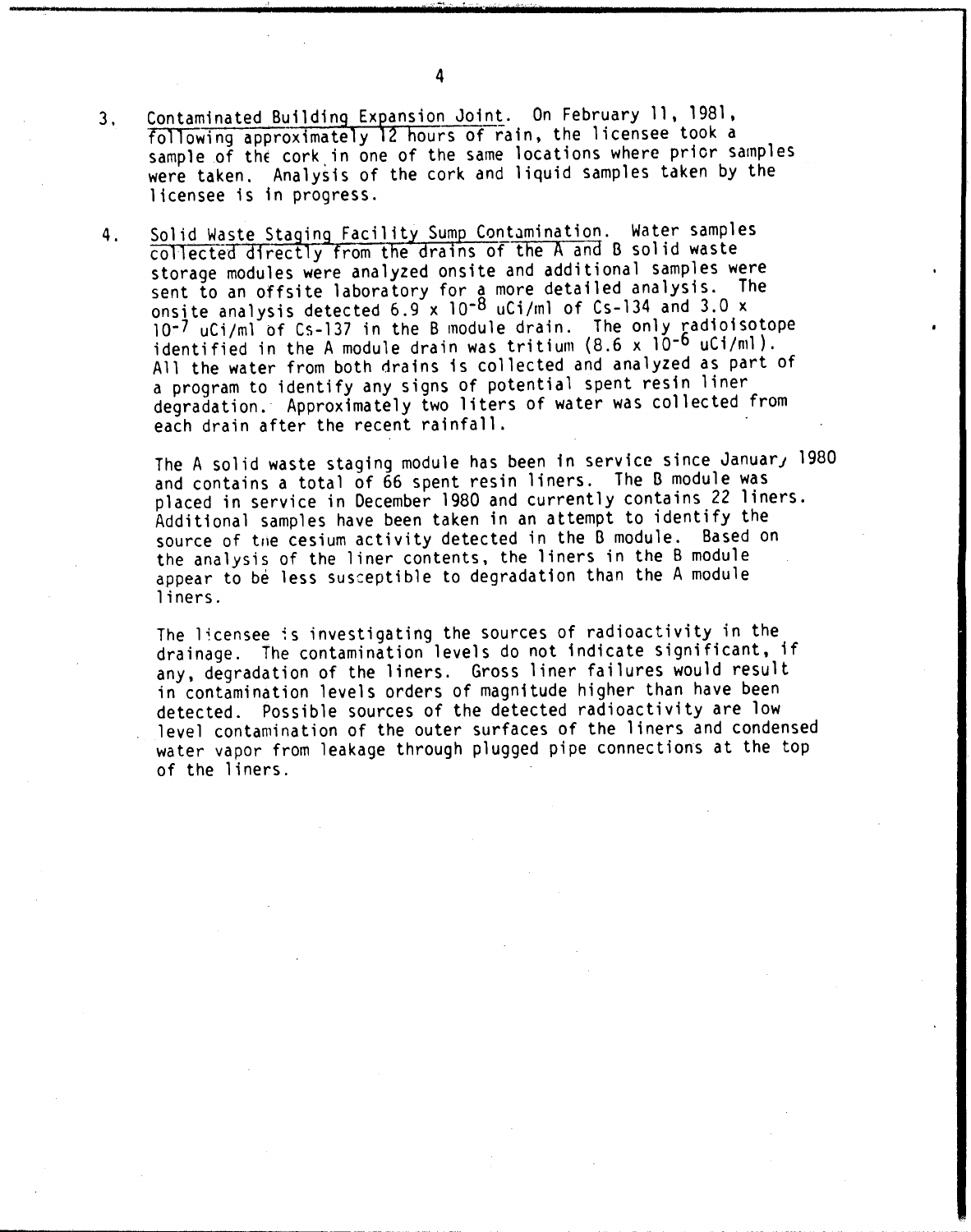3. Contaminated Building Expansion Joint. On February 11, 1981, following approximately 12 hours of rain, the licensee took a sample of the cork in one of the same locations where prior samples were taken. Analysis of the cork and liquid samples taken by the licensee is in progress.

4. Solid Waste Staging Facility Sump Contamination. Water samples collected directly from the drains of the A and B solid waste storage modules were analyzed onsite and additional samples were sent to an offsite laboratory for a more detailed analysis. The onsite analysis detected $6.9 \times 10^{-8}$ uCi/ml of Cs-134 and $3.0 \times 10^{-7}$ uCi/ml of Cs-137 in the B module drain. The only radioisotope identified in the A module drain was tritium ($8.6 \times 10^{-6}$ uCi/ml). All the water from both drains is collected and analyzed as part of a program to identify any signs of potential spent resin liner degradation. Approximately two liters of water was collected from each drain after the recent rainfall.

   The A solid waste staging module has been in service since January 1980 and contains a total of 66 spent resin liners. The B module was placed in service in December 1980 and currently contains 22 liners. Additional samples have been taken in an attempt to identify the source of the cesium activity detected in the B module. Based on the analysis of the liner contents, the liners in the B module appear to be less susceptible to degradation than the A module liners.

   The licensee is investigating the sources of radioactivity in the drainage. The contamination levels do not indicate significant, if any, degradation of the liners. Gross liner failures would result in contamination levels orders of magnitude higher than have been detected. Possible sources of the detected radioactivity are low level contamination of the outer surfaces of the liners and condensed water vapor from leakage through plugged pipe connections at the top of the liners.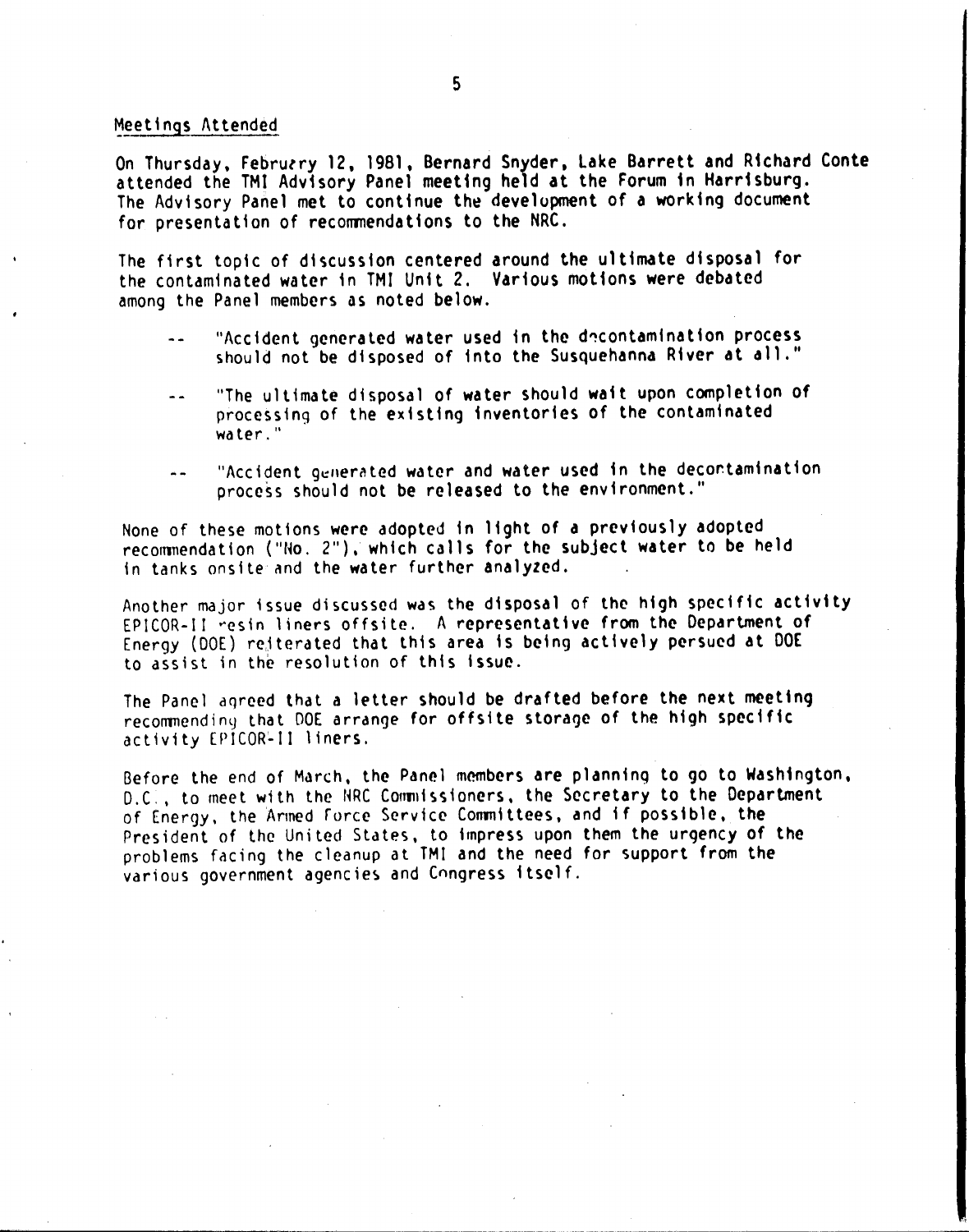Meetings Attended

On Thursday, Februrry 12, 1981, Bernard Snyder, Lake Barrett and Richard Conte attended the TMI Advisory Panel meeting held at the Forum in Harrisburg. The Advisory Panel met to continue the development of a working document for presentation of recommendations to the NRC.

The first topic of discussion centered around the ultimate disposal for the contaminated water in TMI Unit 2. Various motions were debated among the Panel members as noted below.

-- "Accident generated water used in the decontamination process should not be disposed of into the Susquehanna River at all."

-- "The ultimate disposal of water should wait upon completion of processing of the existing inventories of the contaminated water."

-- "Accident generated water and water used in the decontamination process should not be released to the environment."

None of these motions were adopted in light of a previously adopted recommendation ("No. 2"), which calls for the subject water to be held in tanks onsite and the water further analyzed.

Another major issue discussed was the disposal of the high specific activity EPICOR-II resin liners offsite. A representative from the Department of Energy (DOE) reiterated that this area is being actively persued at DOE to assist in the resolution of this issue.

The Panel agreed that a letter should be drafted before the next meeting recommending that DOE arrange for offsite storage of the high specific activity EPICOR-II liners.

Before the end of March, the Panel members are planning to go to Washington, D.C., to meet with the NRC Commissioners, the Secretary to the Department of Energy, the Armed Force Service Committees, and if possible, the President of the United States, to impress upon them the urgency of the problems facing the cleanup at TMI and the need for support from the various government agencies and Congress itself.